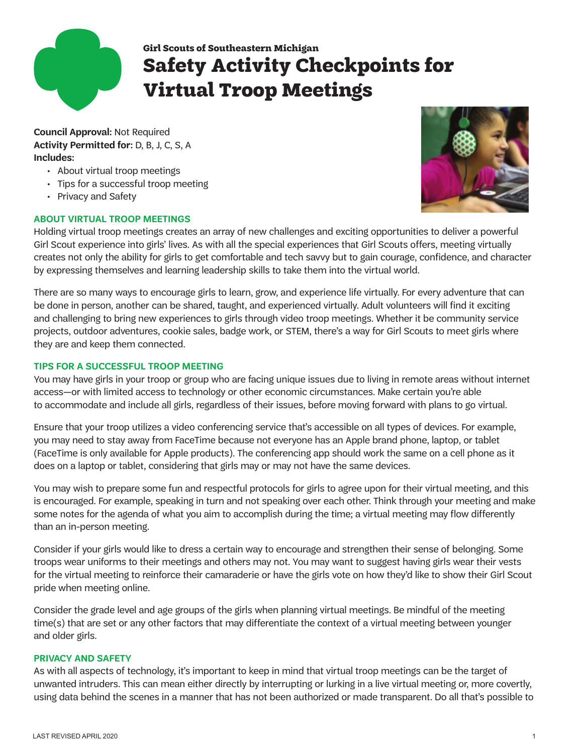Girl Scouts of Southeastern Michigan

# Safety Activity Checkpoints for Virtual Troop Meetings

**Council Approval:** Not Required
**Activity Permitted for:** D, B, J, C, S, A
**Includes:**

- About virtual troop meetings
- Tips for a successful troop meeting
- Privacy and Safety

## ABOUT VIRTUAL TROOP MEETINGS

Holding virtual troop meetings creates an array of new challenges and exciting opportunities to deliver a powerful Girl Scout experience into girls' lives. As with all the special experiences that Girl Scouts offers, meeting virtually creates not only the ability for girls to get comfortable and tech savvy but to gain courage, confidence, and character by expressing themselves and learning leadership skills to take them into the virtual world.

There are so many ways to encourage girls to learn, grow, and experience life virtually. For every adventure that can be done in person, another can be shared, taught, and experienced virtually. Adult volunteers will find it exciting and challenging to bring new experiences to girls through video troop meetings. Whether it be community service projects, outdoor adventures, cookie sales, badge work, or STEM, there's a way for Girl Scouts to meet girls where they are and keep them connected.

## TIPS FOR A SUCCESSFUL TROOP MEETING

You may have girls in your troop or group who are facing unique issues due to living in remote areas without internet access—or with limited access to technology or other economic circumstances. Make certain you're able to accommodate and include all girls, regardless of their issues, before moving forward with plans to go virtual.

Ensure that your troop utilizes a video conferencing service that's accessible on all types of devices. For example, you may need to stay away from FaceTime because not everyone has an Apple brand phone, laptop, or tablet (FaceTime is only available for Apple products). The conferencing app should work the same on a cell phone as it does on a laptop or tablet, considering that girls may or may not have the same devices.

You may wish to prepare some fun and respectful protocols for girls to agree upon for their virtual meeting, and this is encouraged. For example, speaking in turn and not speaking over each other. Think through your meeting and make some notes for the agenda of what you aim to accomplish during the time; a virtual meeting may flow differently than an in-person meeting.

Consider if your girls would like to dress a certain way to encourage and strengthen their sense of belonging. Some troops wear uniforms to their meetings and others may not. You may want to suggest having girls wear their vests for the virtual meeting to reinforce their camaraderie or have the girls vote on how they'd like to show their Girl Scout pride when meeting online.

Consider the grade level and age groups of the girls when planning virtual meetings. Be mindful of the meeting time(s) that are set or any other factors that may differentiate the context of a virtual meeting between younger and older girls.

## PRIVACY AND SAFETY

As with all aspects of technology, it's important to keep in mind that virtual troop meetings can be the target of unwanted intruders. This can mean either directly by interrupting or lurking in a live virtual meeting or, more covertly, using data behind the scenes in a manner that has not been authorized or made transparent. Do all that's possible to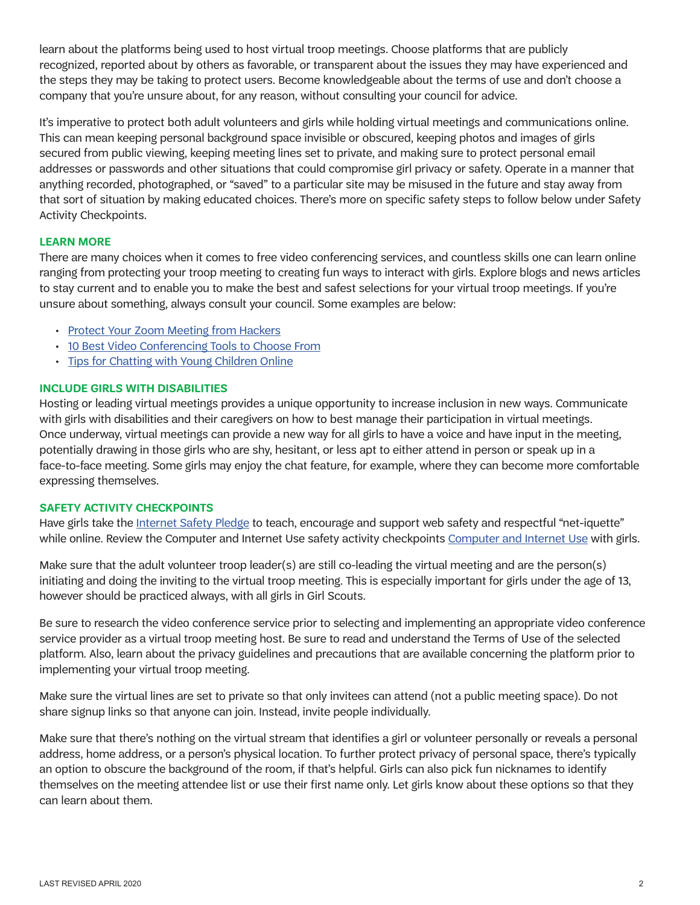learn about the platforms being used to host virtual troop meetings. Choose platforms that are publicly recognized, reported about by others as favorable, or transparent about the issues they may have experienced and the steps they may be taking to protect users. Become knowledgeable about the terms of use and don't choose a company that you're unsure about, for any reason, without consulting your council for advice.

It's imperative to protect both adult volunteers and girls while holding virtual meetings and communications online. This can mean keeping personal background space invisible or obscured, keeping photos and images of girls secured from public viewing, keeping meeting lines set to private, and making sure to protect personal email addresses or passwords and other situations that could compromise girl privacy or safety. Operate in a manner that anything recorded, photographed, or "saved" to a particular site may be misused in the future and stay away from that sort of situation by making educated choices. There's more on specific safety steps to follow below under Safety Activity Checkpoints.

## LEARN MORE

There are many choices when it comes to free video conferencing services, and countless skills one can learn online ranging from protecting your troop meeting to creating fun ways to interact with girls. Explore blogs and news articles to stay current and to enable you to make the best and safest selections for your virtual troop meetings. If you're unsure about something, always consult your council. Some examples are below:

- Protect Your Zoom Meeting from Hackers
- 10 Best Video Conferencing Tools to Choose From
- Tips for Chatting with Young Children Online

## INCLUDE GIRLS WITH DISABILITIES

Hosting or leading virtual meetings provides a unique opportunity to increase inclusion in new ways. Communicate with girls with disabilities and their caregivers on how to best manage their participation in virtual meetings. Once underway, virtual meetings can provide a new way for all girls to have a voice and have input in the meeting, potentially drawing in those girls who are shy, hesitant, or less apt to either attend in person or speak up in a face-to-face meeting. Some girls may enjoy the chat feature, for example, where they can become more comfortable expressing themselves.

## SAFETY ACTIVITY CHECKPOINTS

Have girls take the Internet Safety Pledge to teach, encourage and support web safety and respectful "net-iquette" while online. Review the Computer and Internet Use safety activity checkpoints Computer and Internet Use with girls.

Make sure that the adult volunteer troop leader(s) are still co-leading the virtual meeting and are the person(s) initiating and doing the inviting to the virtual troop meeting. This is especially important for girls under the age of 13, however should be practiced always, with all girls in Girl Scouts.

Be sure to research the video conference service prior to selecting and implementing an appropriate video conference service provider as a virtual troop meeting host. Be sure to read and understand the Terms of Use of the selected platform. Also, learn about the privacy guidelines and precautions that are available concerning the platform prior to implementing your virtual troop meeting.

Make sure the virtual lines are set to private so that only invitees can attend (not a public meeting space). Do not share signup links so that anyone can join. Instead, invite people individually.

Make sure that there's nothing on the virtual stream that identifies a girl or volunteer personally or reveals a personal address, home address, or a person's physical location. To further protect privacy of personal space, there's typically an option to obscure the background of the room, if that's helpful. Girls can also pick fun nicknames to identify themselves on the meeting attendee list or use their first name only. Let girls know about these options so that they can learn about them.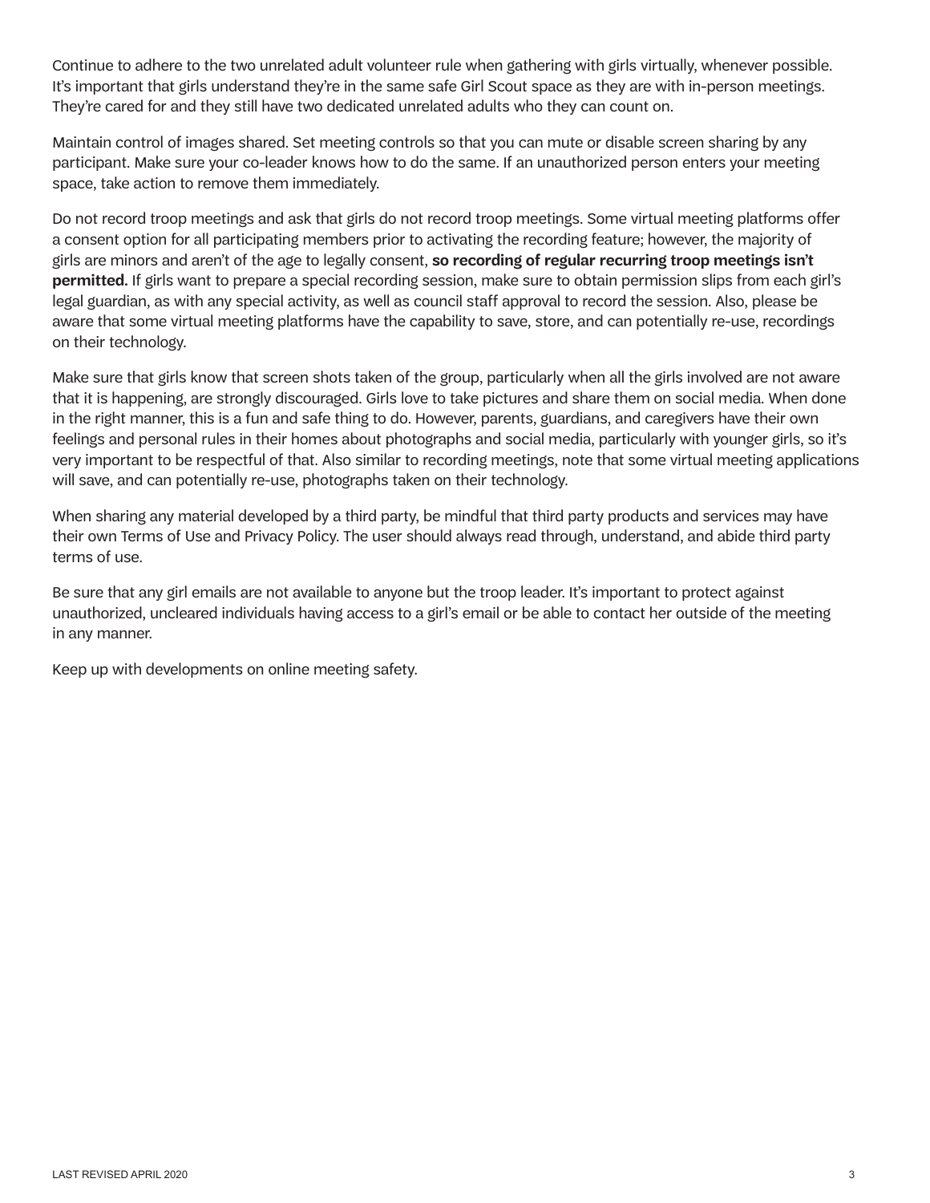Continue to adhere to the two unrelated adult volunteer rule when gathering with girls virtually, whenever possible. It's important that girls understand they're in the same safe Girl Scout space as they are with in-person meetings. They're cared for and they still have two dedicated unrelated adults who they can count on.

Maintain control of images shared. Set meeting controls so that you can mute or disable screen sharing by any participant. Make sure your co-leader knows how to do the same. If an unauthorized person enters your meeting space, take action to remove them immediately.

Do not record troop meetings and ask that girls do not record troop meetings. Some virtual meeting platforms offer a consent option for all participating members prior to activating the recording feature; however, the majority of girls are minors and aren't of the age to legally consent, **so recording of regular recurring troop meetings isn't permitted.** If girls want to prepare a special recording session, make sure to obtain permission slips from each girl's legal guardian, as with any special activity, as well as council staff approval to record the session. Also, please be aware that some virtual meeting platforms have the capability to save, store, and can potentially re-use, recordings on their technology.

Make sure that girls know that screen shots taken of the group, particularly when all the girls involved are not aware that it is happening, are strongly discouraged. Girls love to take pictures and share them on social media. When done in the right manner, this is a fun and safe thing to do. However, parents, guardians, and caregivers have their own feelings and personal rules in their homes about photographs and social media, particularly with younger girls, so it's very important to be respectful of that. Also similar to recording meetings, note that some virtual meeting applications will save, and can potentially re-use, photographs taken on their technology.

When sharing any material developed by a third party, be mindful that third party products and services may have their own Terms of Use and Privacy Policy. The user should always read through, understand, and abide third party terms of use.

Be sure that any girl emails are not available to anyone but the troop leader. It's important to protect against unauthorized, uncleared individuals having access to a girl's email or be able to contact her outside of the meeting in any manner.

Keep up with developments on online meeting safety.